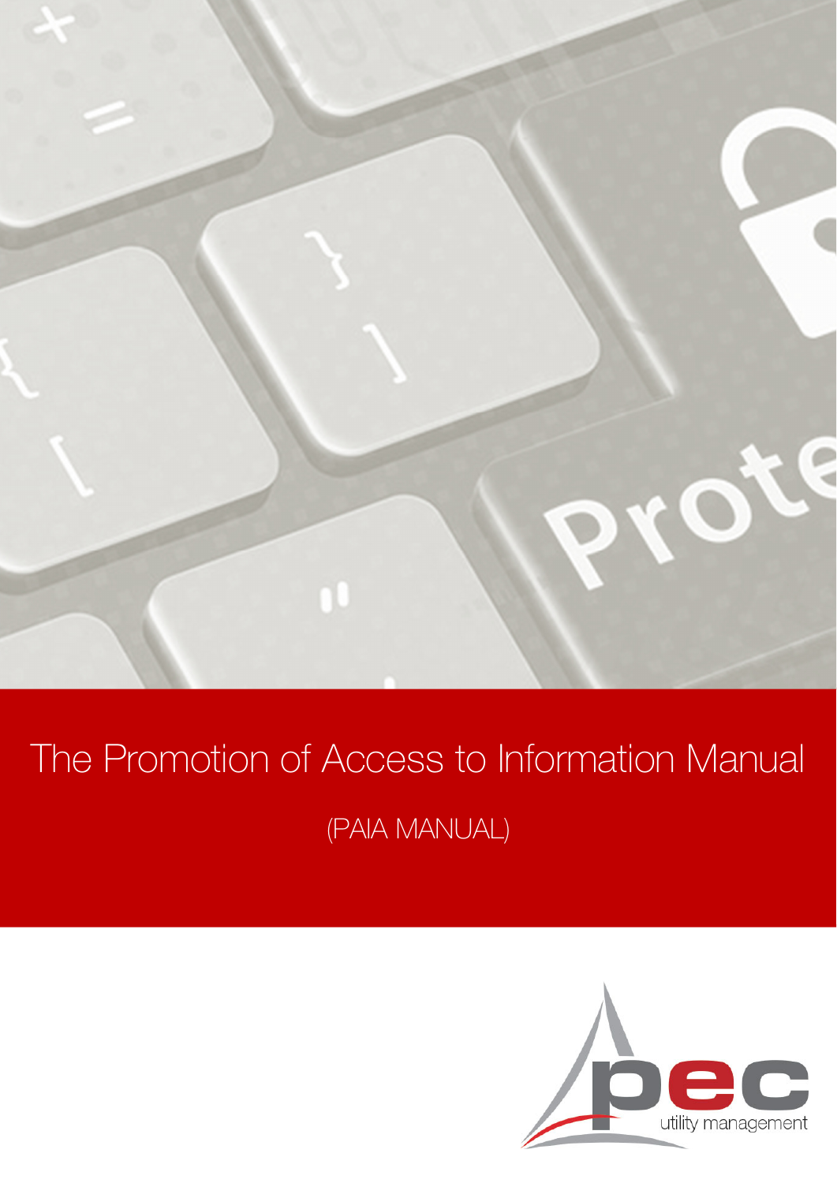# The Promotion of Access to Information Manual

(PAIA MANUAL)

pec utility management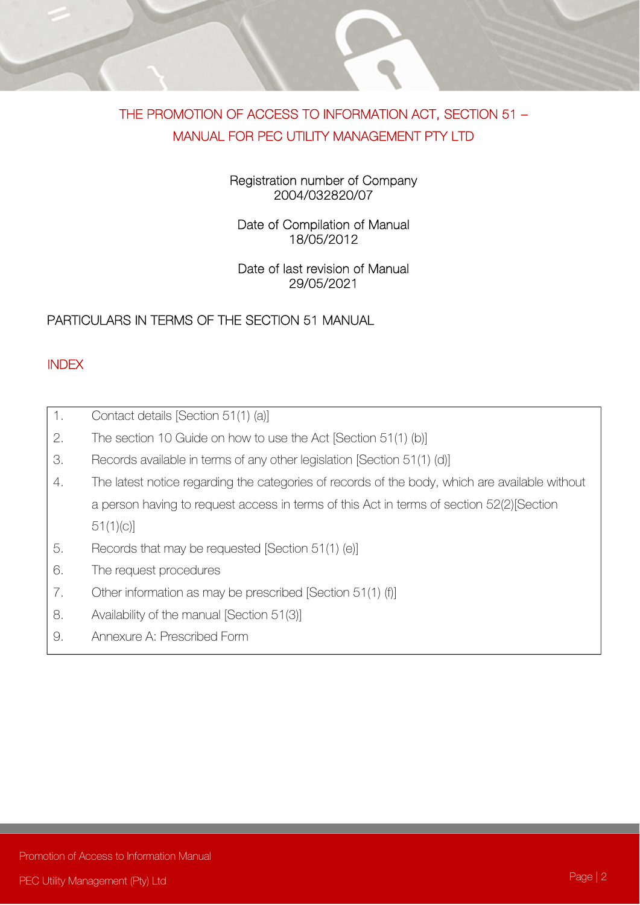# THE PROMOTION OF ACCESS TO INFORMATION ACT, SECTION 51 – MANUAL FOR PEC UTILITY MANAGEMENT PTY LTD

Registration number of Company
2004/032820/07

Date of Compilation of Manual
18/05/2012

Date of last revision of Manual
29/05/2021

PARTICULARS IN TERMS OF THE SECTION 51 MANUAL

## INDEX

1. Contact details [Section 51(1) (a)]
2. The section 10 Guide on how to use the Act [Section 51(1) (b)]
3. Records available in terms of any other legislation [Section 51(1) (d)]
4. The latest notice regarding the categories of records of the body, which are available without a person having to request access in terms of this Act in terms of section 52(2)[Section 51(1)(c)]
5. Records that may be requested [Section 51(1) (e)]
6. The request procedures
7. Other information as may be prescribed [Section 51(1) (f)]
8. Availability of the manual [Section 51(3)]
9. Annexure A: Prescribed Form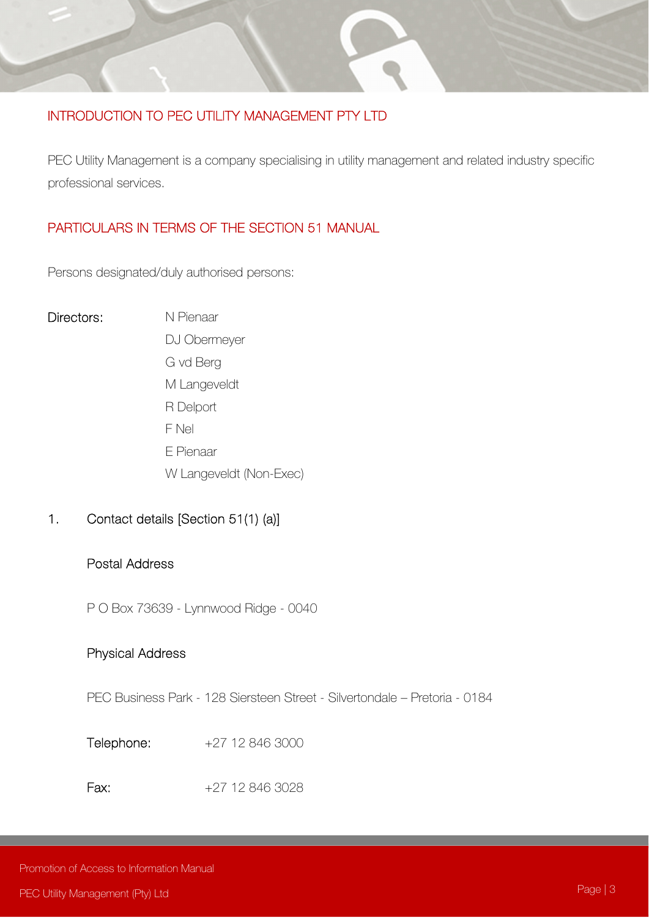## INTRODUCTION TO PEC UTILITY MANAGEMENT PTY LTD

PEC Utility Management is a company specialising in utility management and related industry specific professional services.

## PARTICULARS IN TERMS OF THE SECTION 51 MANUAL

Persons designated/duly authorised persons:

**Directors:**

- N Pienaar
- DJ Obermeyer
- G vd Berg
- M Langeveldt
- R Delport
- F Nel
- E Pienaar
- W Langeveldt (Non-Exec)

1. Contact details [Section 51(1) (a)]

   **Postal Address**

   P O Box 73639 - Lynnwood Ridge - 0040

   **Physical Address**

   PEC Business Park - 128 Siersteen Street - Silvertondale – Pretoria - 0184

   Telephone: +27 12 846 3000

   Fax: +27 12 846 3028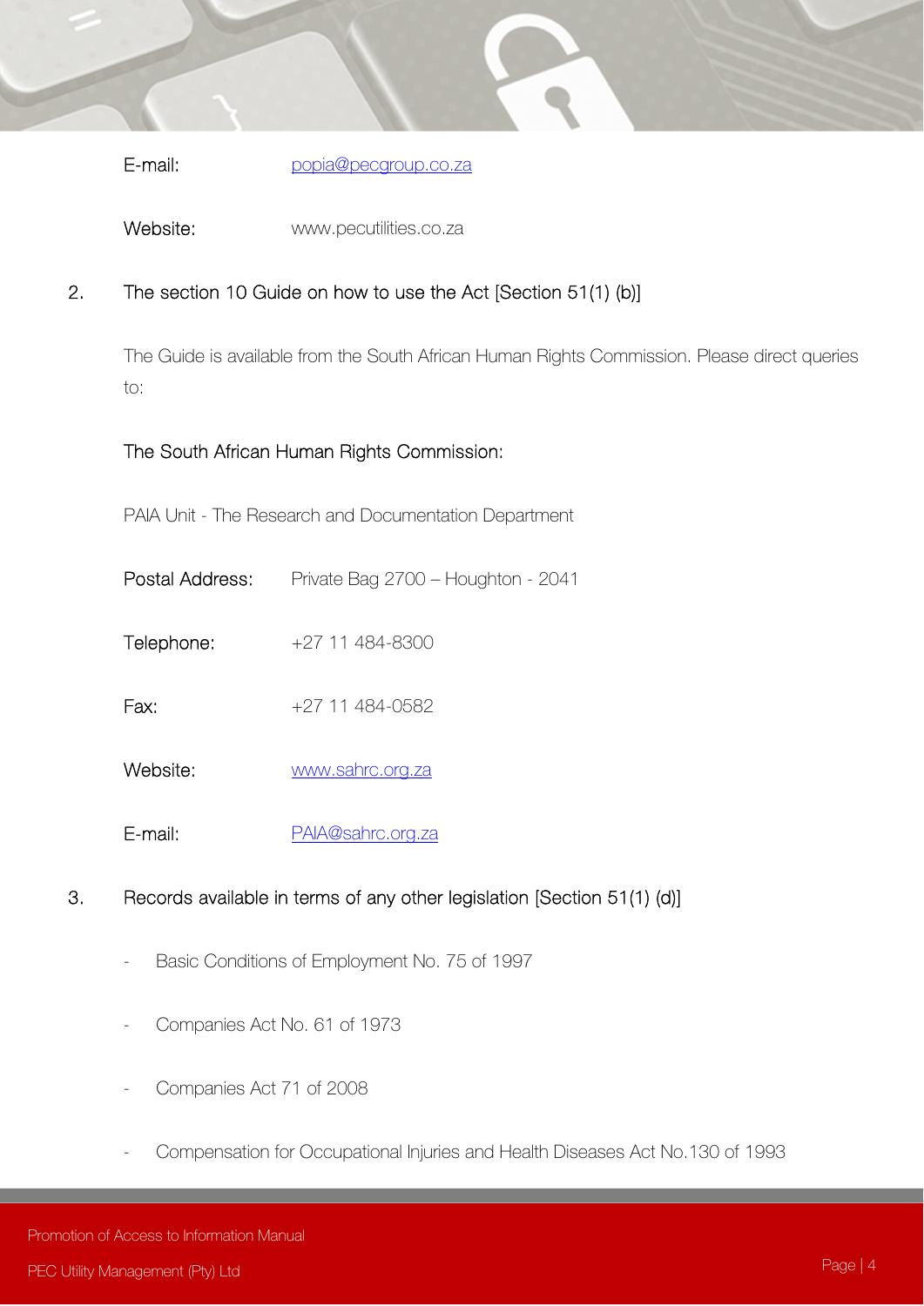E-mail: popia@pecgroup.co.za

Website: www.pecutilities.co.za

## 2. The section 10 Guide on how to use the Act [Section 51(1) (b)]

The Guide is available from the South African Human Rights Commission. Please direct queries to:

The South African Human Rights Commission:

PAIA Unit - The Research and Documentation Department

Postal Address: Private Bag 2700 – Houghton - 2041

Telephone: +27 11 484-8300

Fax: +27 11 484-0582

Website: www.sahrc.org.za

E-mail: PAIA@sahrc.org.za

## 3. Records available in terms of any other legislation [Section 51(1) (d)]

- Basic Conditions of Employment No. 75 of 1997
- Companies Act No. 61 of 1973
- Companies Act 71 of 2008
- Compensation for Occupational Injuries and Health Diseases Act No.130 of 1993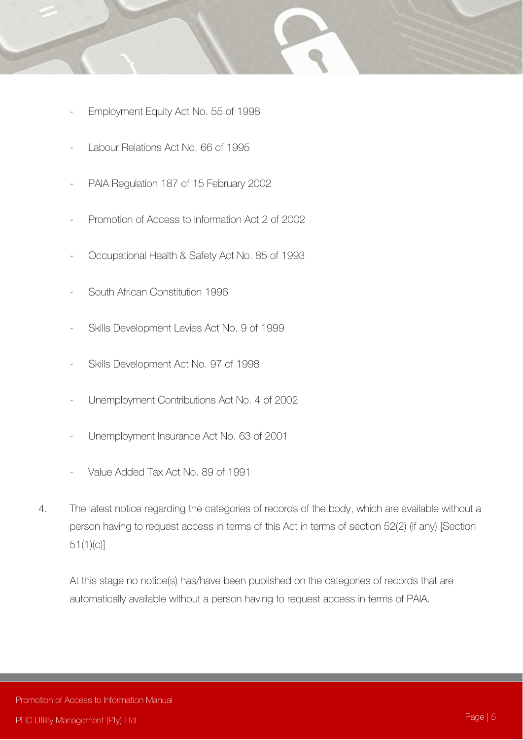- Employment Equity Act No. 55 of 1998
- Labour Relations Act No. 66 of 1995
- PAIA Regulation 187 of 15 February 2002
- Promotion of Access to Information Act 2 of 2002
- Occupational Health & Safety Act No. 85 of 1993
- South African Constitution 1996
- Skills Development Levies Act No. 9 of 1999
- Skills Development Act No. 97 of 1998
- Unemployment Contributions Act No. 4 of 2002
- Unemployment Insurance Act No. 63 of 2001
- Value Added Tax Act No. 89 of 1991

4. The latest notice regarding the categories of records of the body, which are available without a person having to request access in terms of this Act in terms of section 52(2) (if any) [Section 51(1)(c)]

   At this stage no notice(s) has/have been published on the categories of records that are automatically available without a person having to request access in terms of PAIA.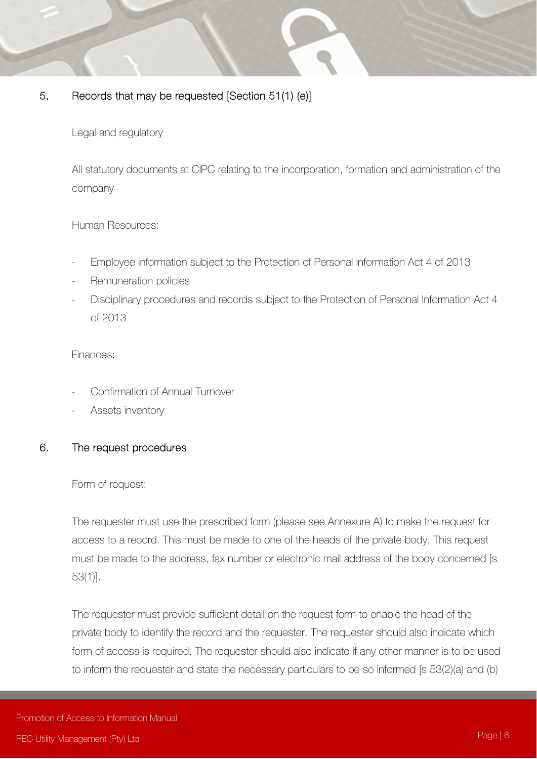## 5. Records that may be requested [Section 51(1) (e)]

Legal and regulatory

All statutory documents at CIPC relating to the incorporation, formation and administration of the company

Human Resources:

- Employee information subject to the Protection of Personal Information Act 4 of 2013
- Remuneration policies
- Disciplinary procedures and records subject to the Protection of Personal Information Act 4 of 2013

Finances:

- Confirmation of Annual Turnover
- Assets inventory

## 6. The request procedures

Form of request:

The requester must use the prescribed form (please see Annexure A) to make the request for access to a record. This must be made to one of the heads of the private body. This request must be made to the address, fax number or electronic mail address of the body concerned [s 53(1)].

The requester must provide sufficient detail on the request form to enable the head of the private body to identify the record and the requester. The requester should also indicate which form of access is required. The requester should also indicate if any other manner is to be used to inform the requester and state the necessary particulars to be so informed [s 53(2)(a) and (b)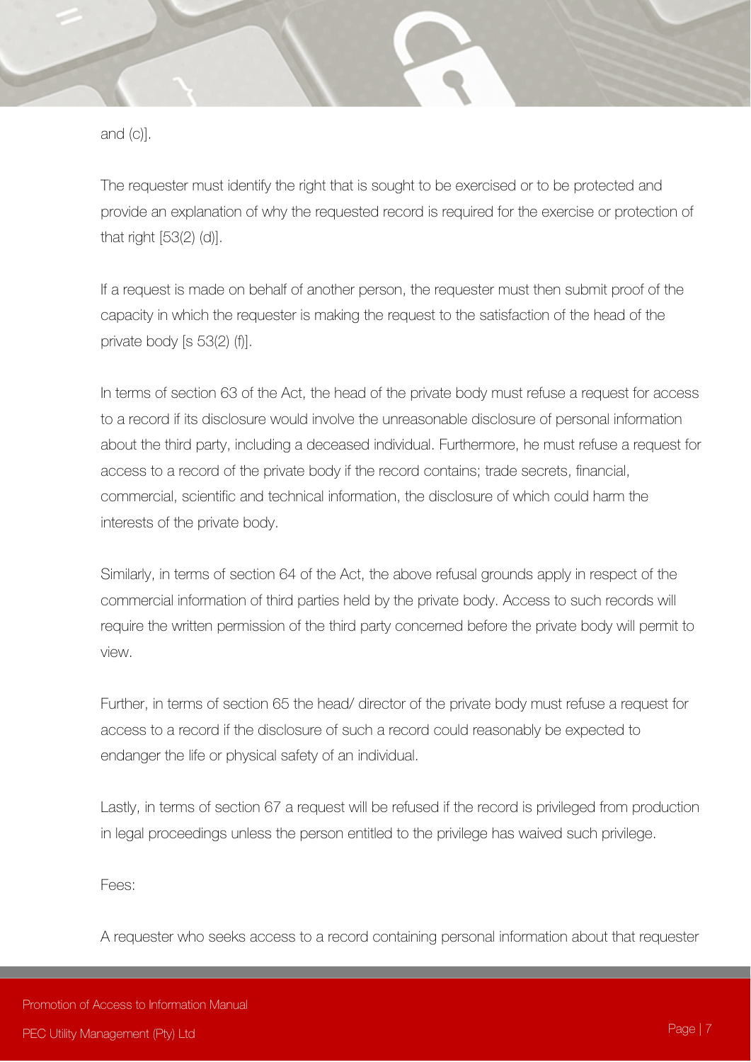and (c)].

The requester must identify the right that is sought to be exercised or to be protected and provide an explanation of why the requested record is required for the exercise or protection of that right [53(2) (d)].

If a request is made on behalf of another person, the requester must then submit proof of the capacity in which the requester is making the request to the satisfaction of the head of the private body [s 53(2) (f)].

In terms of section 63 of the Act, the head of the private body must refuse a request for access to a record if its disclosure would involve the unreasonable disclosure of personal information about the third party, including a deceased individual. Furthermore, he must refuse a request for access to a record of the private body if the record contains; trade secrets, financial, commercial, scientific and technical information, the disclosure of which could harm the interests of the private body.

Similarly, in terms of section 64 of the Act, the above refusal grounds apply in respect of the commercial information of third parties held by the private body. Access to such records will require the written permission of the third party concerned before the private body will permit to view.

Further, in terms of section 65 the head/ director of the private body must refuse a request for access to a record if the disclosure of such a record could reasonably be expected to endanger the life or physical safety of an individual.

Lastly, in terms of section 67 a request will be refused if the record is privileged from production in legal proceedings unless the person entitled to the privilege has waived such privilege.

Fees:

A requester who seeks access to a record containing personal information about that requester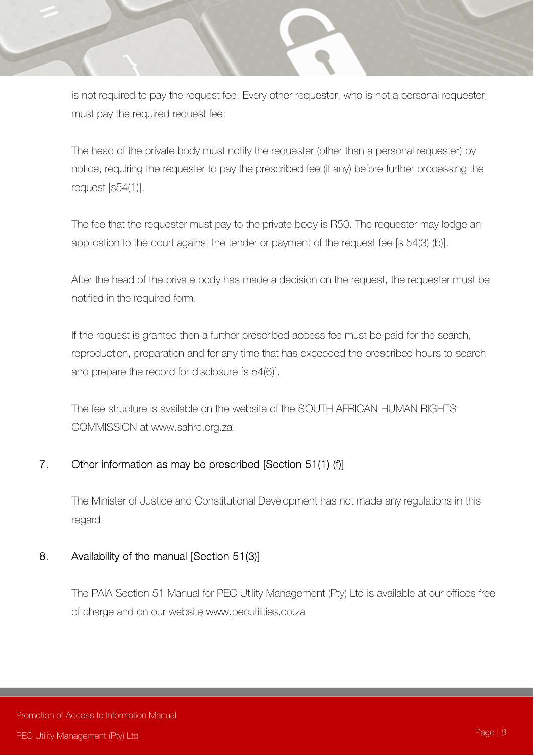is not required to pay the request fee. Every other requester, who is not a personal requester, must pay the required request fee:

The head of the private body must notify the requester (other than a personal requester) by notice, requiring the requester to pay the prescribed fee (if any) before further processing the request [s54(1)].

The fee that the requester must pay to the private body is R50. The requester may lodge an application to the court against the tender or payment of the request fee [s 54(3) (b)].

After the head of the private body has made a decision on the request, the requester must be notified in the required form.

If the request is granted then a further prescribed access fee must be paid for the search, reproduction, preparation and for any time that has exceeded the prescribed hours to search and prepare the record for disclosure [s 54(6)].

The fee structure is available on the website of the SOUTH AFRICAN HUMAN RIGHTS COMMISSION at www.sahrc.org.za.

## 7. Other information as may be prescribed [Section 51(1) (f)]

The Minister of Justice and Constitutional Development has not made any regulations in this regard.

## 8. Availability of the manual [Section 51(3)]

The PAIA Section 51 Manual for PEC Utility Management (Pty) Ltd is available at our offices free of charge and on our website www.pecutilities.co.za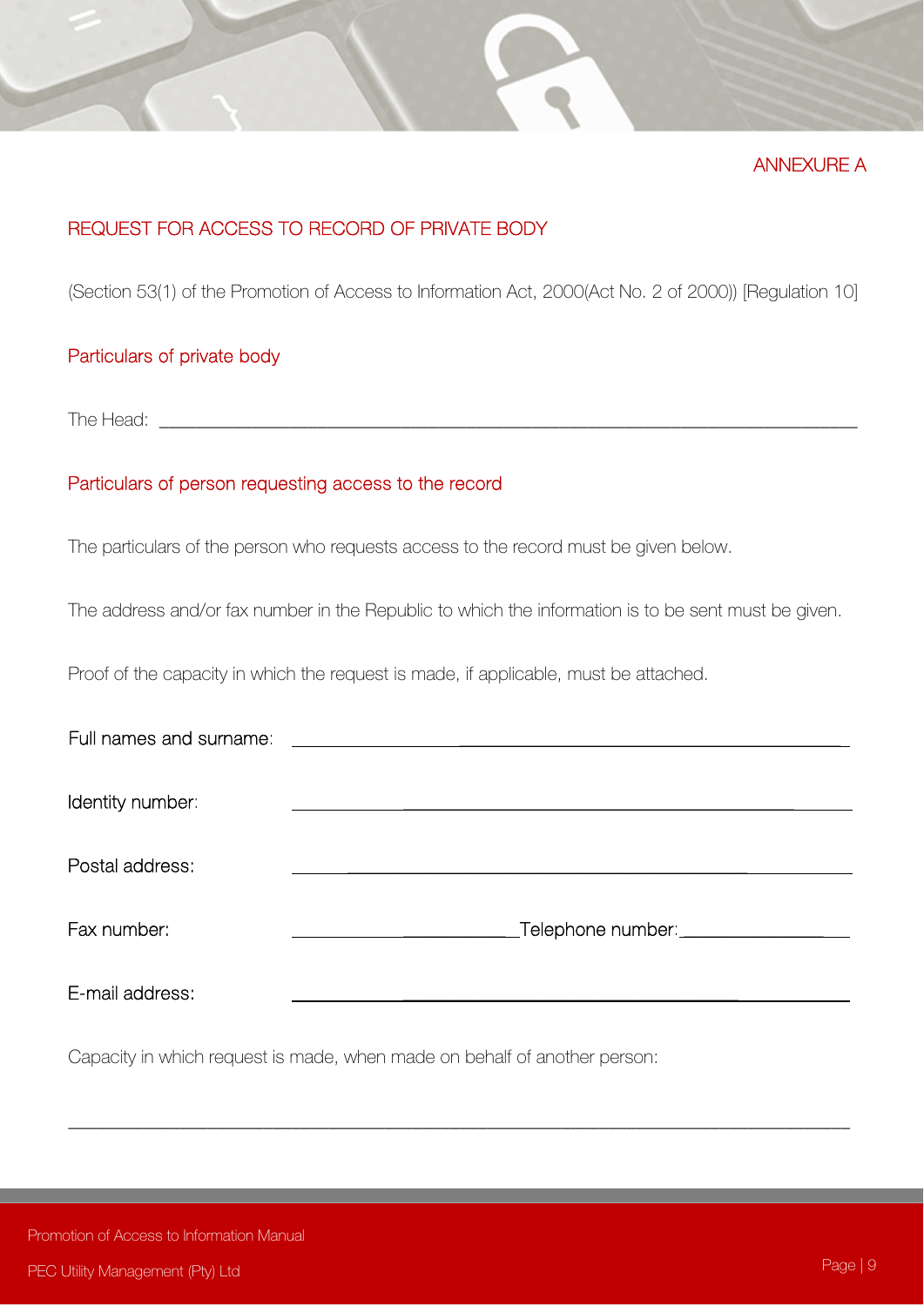ANNEXURE A

## REQUEST FOR ACCESS TO RECORD OF PRIVATE BODY

(Section 53(1) of the Promotion of Access to Information Act, 2000(Act No. 2 of 2000)) [Regulation 10]

### Particulars of private body

The Head: ______________________________________________________________________

### Particulars of person requesting access to the record

The particulars of the person who requests access to the record must be given below.

The address and/or fax number in the Republic to which the information is to be sent must be given.

Proof of the capacity in which the request is made, if applicable, must be attached.

Full names and surname: ____________________________________________________________

Identity number: ____________________________________________________________

Postal address: ____________________________________________________________

Fax number: ________________________ Telephone number: ____________________

E-mail address: ____________________________________________________________

Capacity in which request is made, when made on behalf of another person:

______________________________________________________________________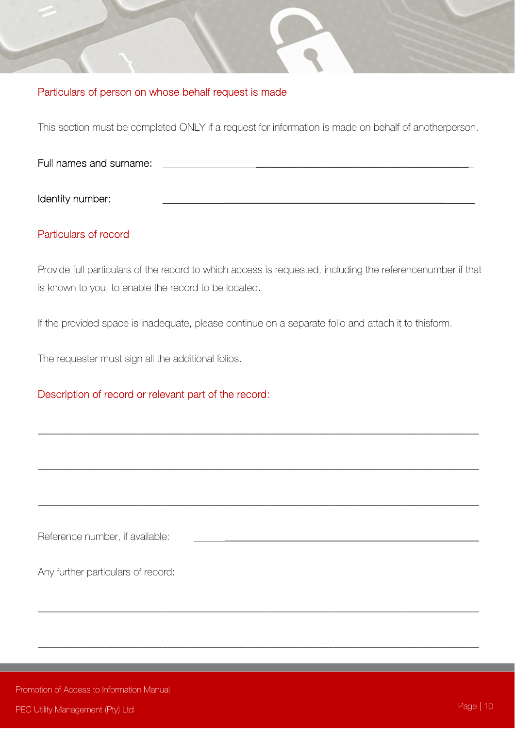## Particulars of person on whose behalf request is made

This section must be completed ONLY if a request for information is made on behalf of anotherperson.

Full names and surname: ______________________________________________

Identity number: ______________________________________________

## Particulars of record

Provide full particulars of the record to which access is requested, including the referencenumber if that is known to you, to enable the record to be located.

If the provided space is inadequate, please continue on a separate folio and attach it to thisform.

The requester must sign all the additional folios.

## Description of record or relevant part of the record:

______________________________________________________________________________

______________________________________________________________________________

______________________________________________________________________________

Reference number, if available: ______________________________________________

Any further particulars of record:

______________________________________________________________________________

______________________________________________________________________________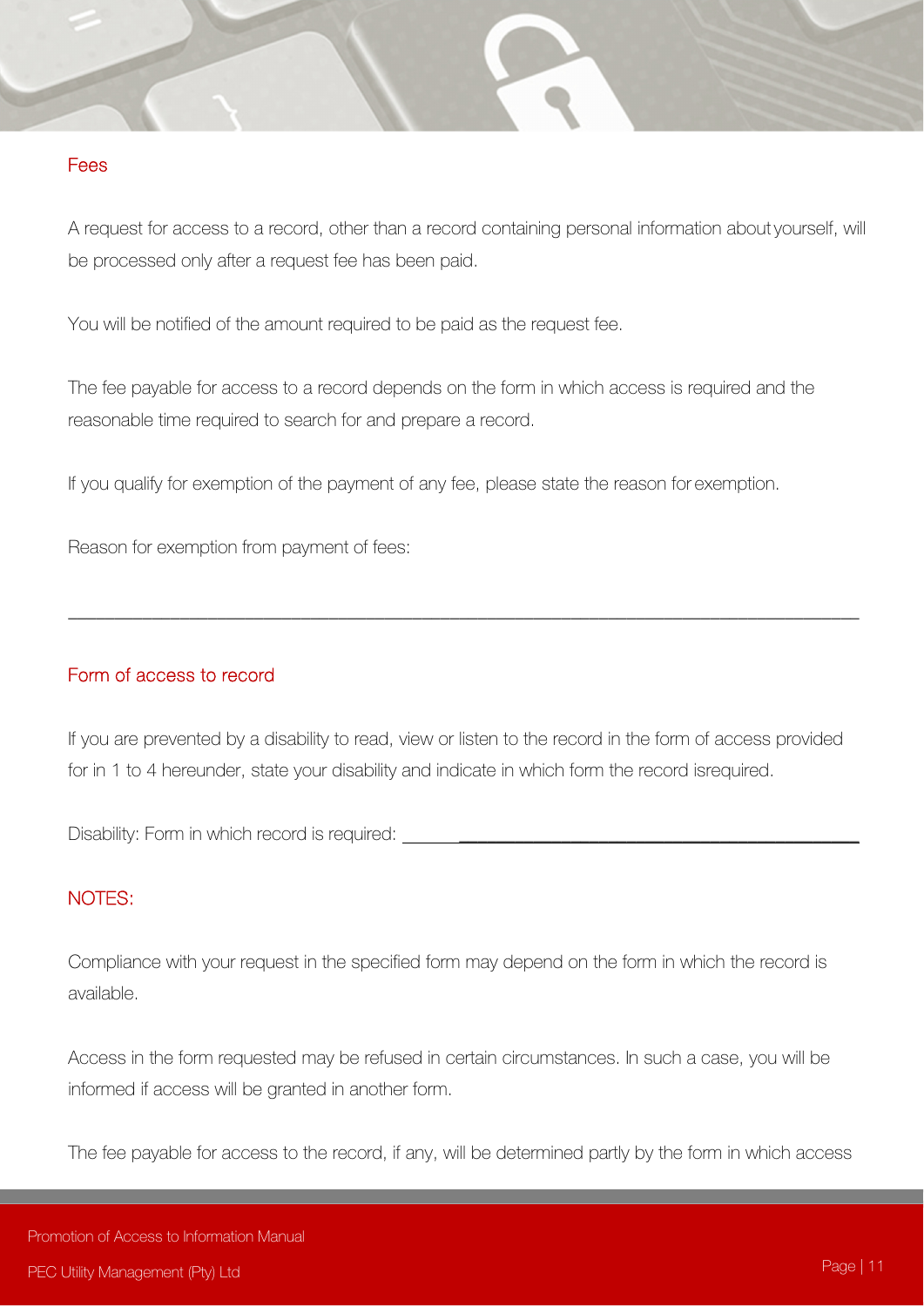## Fees

A request for access to a record, other than a record containing personal information about yourself, will be processed only after a request fee has been paid.

You will be notified of the amount required to be paid as the request fee.

The fee payable for access to a record depends on the form in which access is required and the reasonable time required to search for and prepare a record.

If you qualify for exemption of the payment of any fee, please state the reason for exemption.

Reason for exemption from payment of fees:

_______________________________________________________________________________

## Form of access to record

If you are prevented by a disability to read, view or listen to the record in the form of access provided for in 1 to 4 hereunder, state your disability and indicate in which form the record isrequired.

Disability: Form in which record is required: _______________________________________________

## NOTES:

Compliance with your request in the specified form may depend on the form in which the record is available.

Access in the form requested may be refused in certain circumstances. In such a case, you will be informed if access will be granted in another form.

The fee payable for access to the record, if any, will be determined partly by the form in which access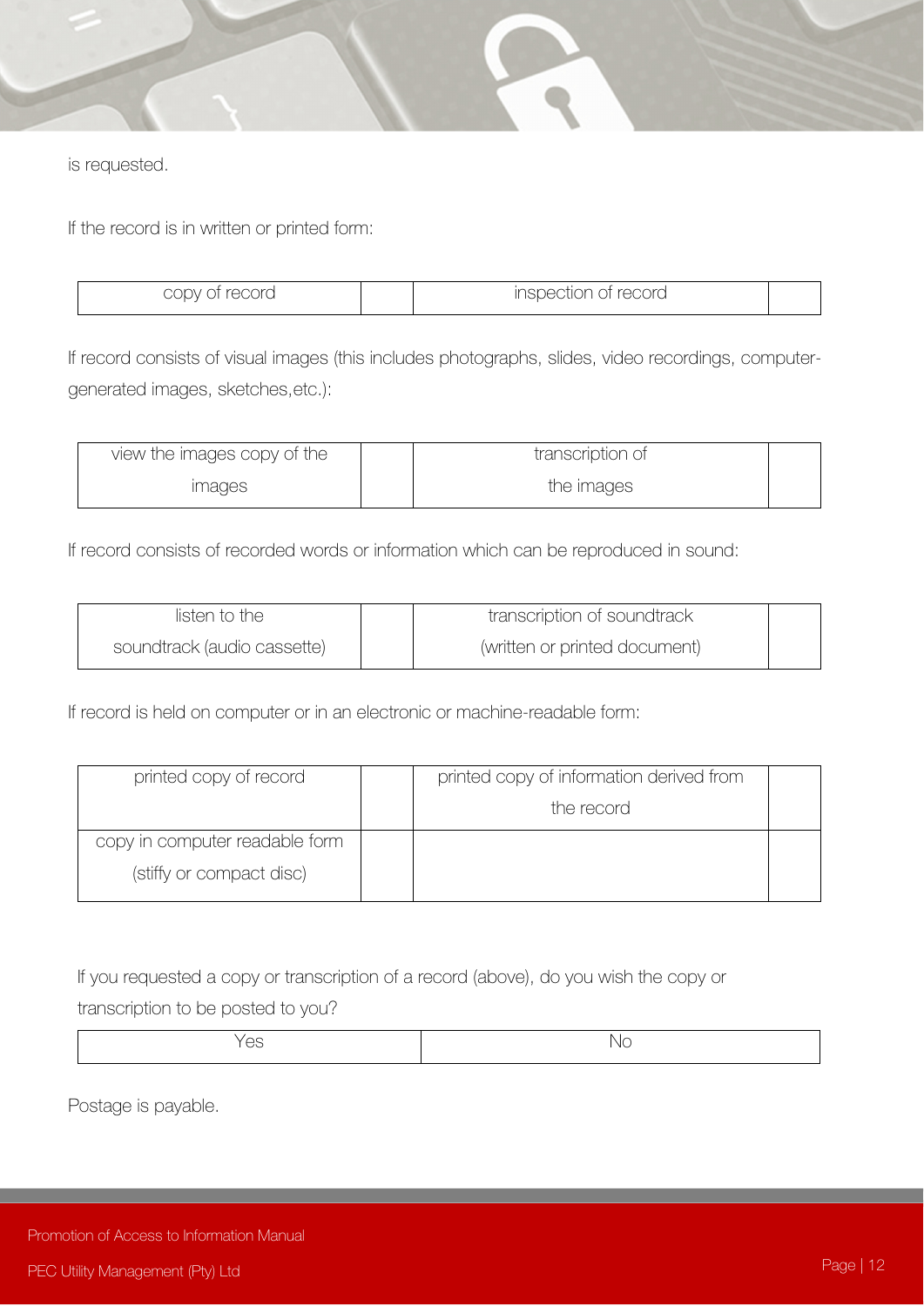is requested.

If the record is in written or printed form:

| copy of record | | inspection of record | |
|---|---|---|---|

If record consists of visual images (this includes photographs, slides, video recordings, computer-generated images, sketches,etc.):

| view the images copy of the images | | transcription of the images | |
|---|---|---|---|

If record consists of recorded words or information which can be reproduced in sound:

| listen to the soundtrack (audio cassette) | | transcription of soundtrack (written or printed document) | |
|---|---|---|---|

If record is held on computer or in an electronic or machine-readable form:

| printed copy of record | | printed copy of information derived from the record | |
|---|---|---|---|
| copy in computer readable form (stiffy or compact disc) | | | |

If you requested a copy or transcription of a record (above), do you wish the copy or transcription to be posted to you?

| Yes | No |
|---|---|

Postage is payable.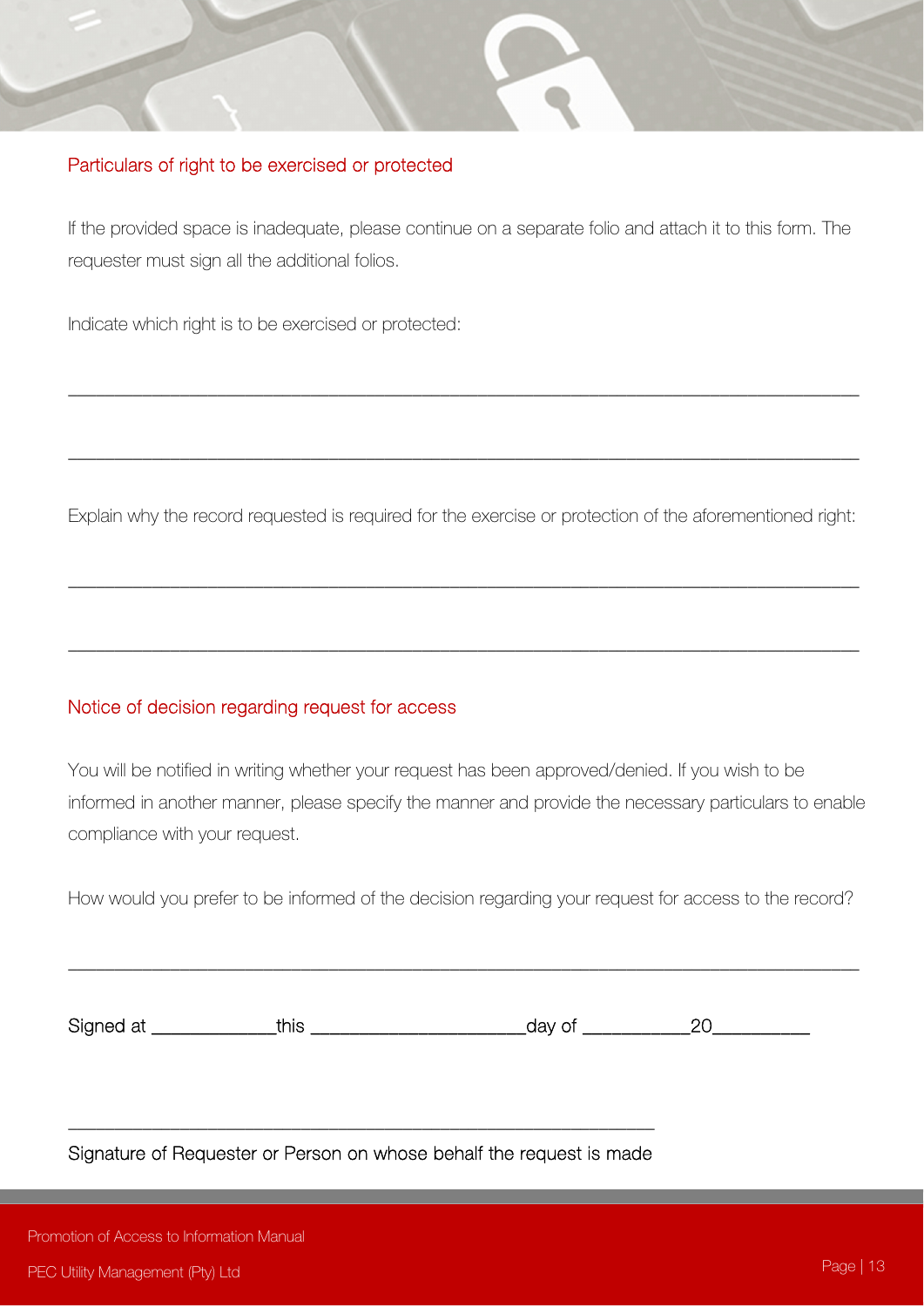## Particulars of right to be exercised or protected

If the provided space is inadequate, please continue on a separate folio and attach it to this form. The requester must sign all the additional folios.

Indicate which right is to be exercised or protected:

_______________________________________________________________________________

_______________________________________________________________________________

Explain why the record requested is required for the exercise or protection of the aforementioned right:

_______________________________________________________________________________

_______________________________________________________________________________

## Notice of decision regarding request for access

You will be notified in writing whether your request has been approved/denied. If you wish to be informed in another manner, please specify the manner and provide the necessary particulars to enable compliance with your request.

How would you prefer to be informed of the decision regarding your request for access to the record?

_______________________________________________________________________________

Signed at ____________this ____________________day of __________20_________

_________________________________________________________

Signature of Requester or Person on whose behalf the request is made